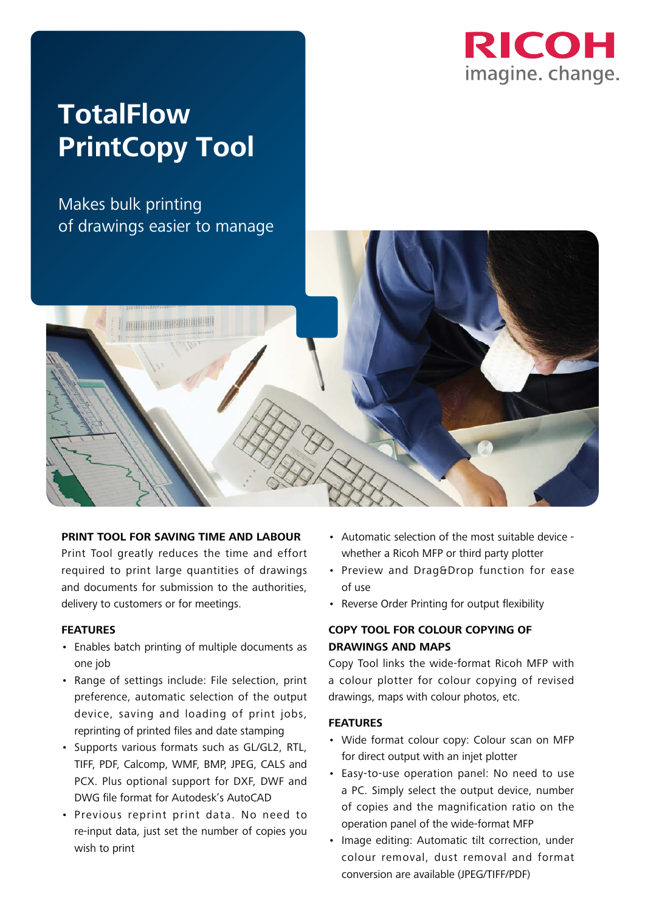RICOH
imagine. change.

# TotalFlow PrintCopy Tool

Makes bulk printing of drawings easier to manage

## PRINT TOOL FOR SAVING TIME AND LABOUR

Print Tool greatly reduces the time and effort required to print large quantities of drawings and documents for submission to the authorities, delivery to customers or for meetings.

### FEATURES

- Enables batch printing of multiple documents as one job
- Range of settings include: File selection, print preference, automatic selection of the output device, saving and loading of print jobs, reprinting of printed files and date stamping
- Supports various formats such as GL/GL2, RTL, TIFF, PDF, Calcomp, WMF, BMP, JPEG, CALS and PCX. Plus optional support for DXF, DWF and DWG file format for Autodesk's AutoCAD
- Previous reprint print data. No need to re-input data, just set the number of copies you wish to print
- Automatic selection of the most suitable device - whether a Ricoh MFP or third party plotter
- Preview and Drag&Drop function for ease of use
- Reverse Order Printing for output flexibility

## COPY TOOL FOR COLOUR COPYING OF DRAWINGS AND MAPS

Copy Tool links the wide-format Ricoh MFP with a colour plotter for colour copying of revised drawings, maps with colour photos, etc.

### FEATURES

- Wide format colour copy: Colour scan on MFP for direct output with an injet plotter
- Easy-to-use operation panel: No need to use a PC. Simply select the output device, number of copies and the magnification ratio on the operation panel of the wide-format MFP
- Image editing: Automatic tilt correction, under colour removal, dust removal and format conversion are available (JPEG/TIFF/PDF)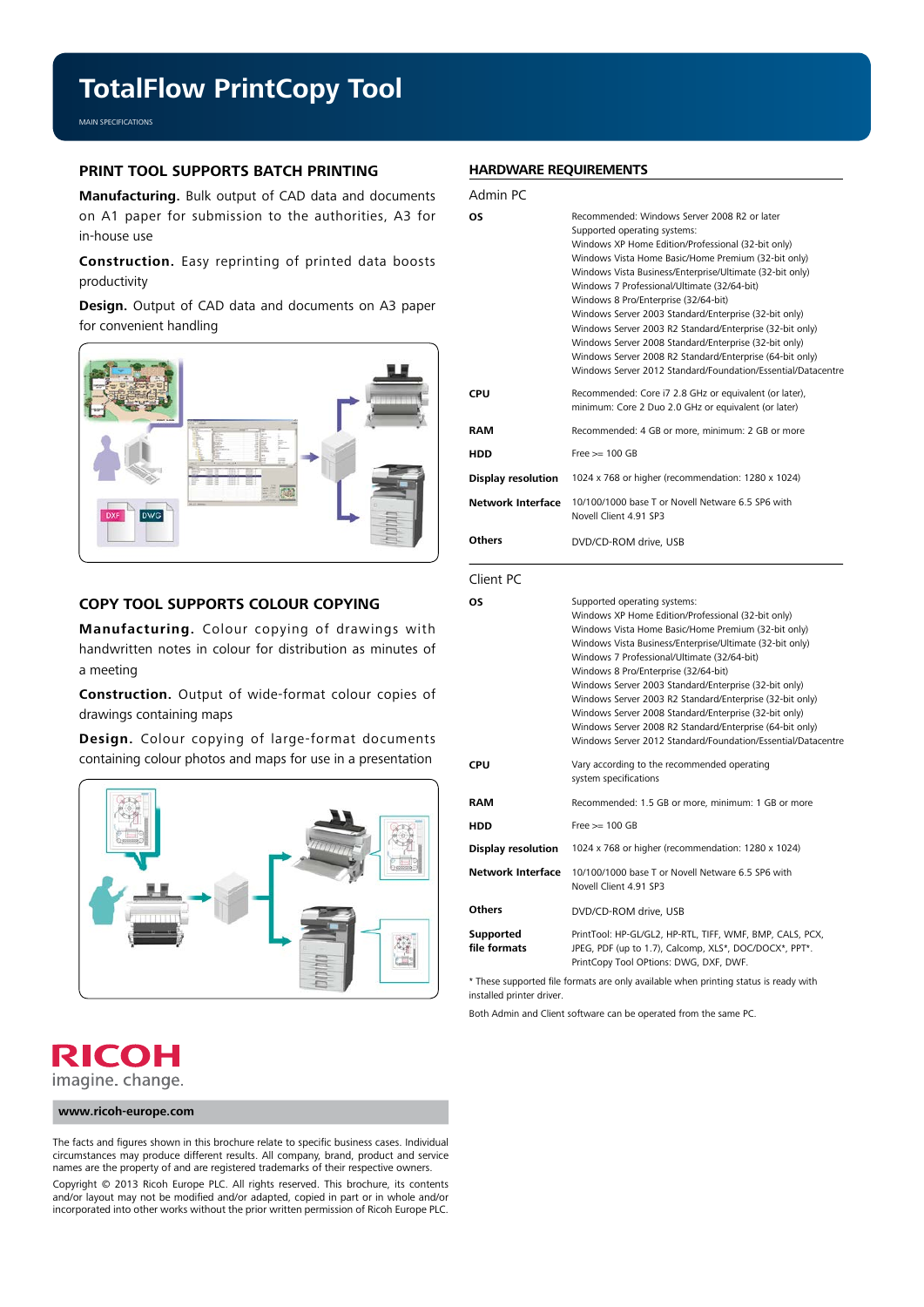# TotalFlow PrintCopy Tool

MAIN SPECIFICATIONS

## PRINT TOOL SUPPORTS BATCH PRINTING

**Manufacturing.** Bulk output of CAD data and documents on A1 paper for submission to the authorities, A3 for in-house use

**Construction.** Easy reprinting of printed data boosts productivity

**Design.** Output of CAD data and documents on A3 paper for convenient handling

DXF DWG

## COPY TOOL SUPPORTS COLOUR COPYING

**Manufacturing.** Colour copying of drawings with handwritten notes in colour for distribution as minutes of a meeting

**Construction.** Output of wide-format colour copies of drawings containing maps

**Design.** Colour copying of large-format documents containing colour photos and maps for use in a presentation

## HARDWARE REQUIREMENTS

### Admin PC

| | |
|---|---|
| **OS** | Recommended: Windows Server 2008 R2 or later<br>Supported operating systems:<br>Windows XP Home Edition/Professional (32-bit only)<br>Windows Vista Home Basic/Home Premium (32-bit only)<br>Windows Vista Business/Enterprise/Ultimate (32-bit only)<br>Windows 7 Professional/Ultimate (32/64-bit)<br>Windows 8 Pro/Enterprise (32/64-bit)<br>Windows Server 2003 Standard/Enterprise (32-bit only)<br>Windows Server 2003 R2 Standard/Enterprise (32-bit only)<br>Windows Server 2008 Standard/Enterprise (32-bit only)<br>Windows Server 2008 R2 Standard/Enterprise (64-bit only)<br>Windows Server 2012 Standard/Foundation/Essential/Datacentre |
| **CPU** | Recommended: Core i7 2.8 GHz or equivalent (or later), minimum: Core 2 Duo 2.0 GHz or equivalent (or later) |
| **RAM** | Recommended: 4 GB or more, minimum: 2 GB or more |
| **HDD** | Free >= 100 GB |
| **Display resolution** | 1024 x 768 or higher (recommendation: 1280 x 1024) |
| **Network Interface** | 10/100/1000 base T or Novell Netware 6.5 SP6 with Novell Client 4.91 SP3 |
| **Others** | DVD/CD-ROM drive, USB |

### Client PC

| | |
|---|---|
| **OS** | Supported operating systems:<br>Windows XP Home Edition/Professional (32-bit only)<br>Windows Vista Home Basic/Home Premium (32-bit only)<br>Windows Vista Business/Enterprise/Ultimate (32-bit only)<br>Windows 7 Professional/Ultimate (32/64-bit)<br>Windows 8 Pro/Enterprise (32/64-bit)<br>Windows Server 2003 Standard/Enterprise (32-bit only)<br>Windows Server 2003 R2 Standard/Enterprise (32-bit only)<br>Windows Server 2008 Standard/Enterprise (32-bit only)<br>Windows Server 2008 R2 Standard/Enterprise (64-bit only)<br>Windows Server 2012 Standard/Foundation/Essential/Datacentre |
| **CPU** | Vary according to the recommended operating system specifications |
| **RAM** | Recommended: 1.5 GB or more, minimum: 1 GB or more |
| **HDD** | Free >= 100 GB |
| **Display resolution** | 1024 x 768 or higher (recommendation: 1280 x 1024) |
| **Network Interface** | 10/100/1000 base T or Novell Netware 6.5 SP6 with Novell Client 4.91 SP3 |
| **Others** | DVD/CD-ROM drive, USB |
| **Supported file formats** | PrintTool: HP-GL/GL2, HP-RTL, TIFF, WMF, BMP, CALS, PCX, JPEG, PDF (up to 1.7), Calcomp, XLS*, DOC/DOCX*, PPT*.<br>PrintCopy Tool OPtions: DWG, DXF, DWF. |

* These supported file formats are only available when printing status is ready with installed printer driver.

Both Admin and Client software can be operated from the same PC.

**RICOH**
imagine. change.

**www.ricoh-europe.com**

The facts and figures shown in this brochure relate to specific business cases. Individual circumstances may produce different results. All company, brand, product and service names are the property of and are registered trademarks of their respective owners.

Copyright © 2013 Ricoh Europe PLC. All rights reserved. This brochure, its contents and/or layout may not be modified and/or adapted, copied in part or in whole and/or incorporated into other works without the prior written permission of Ricoh Europe PLC.